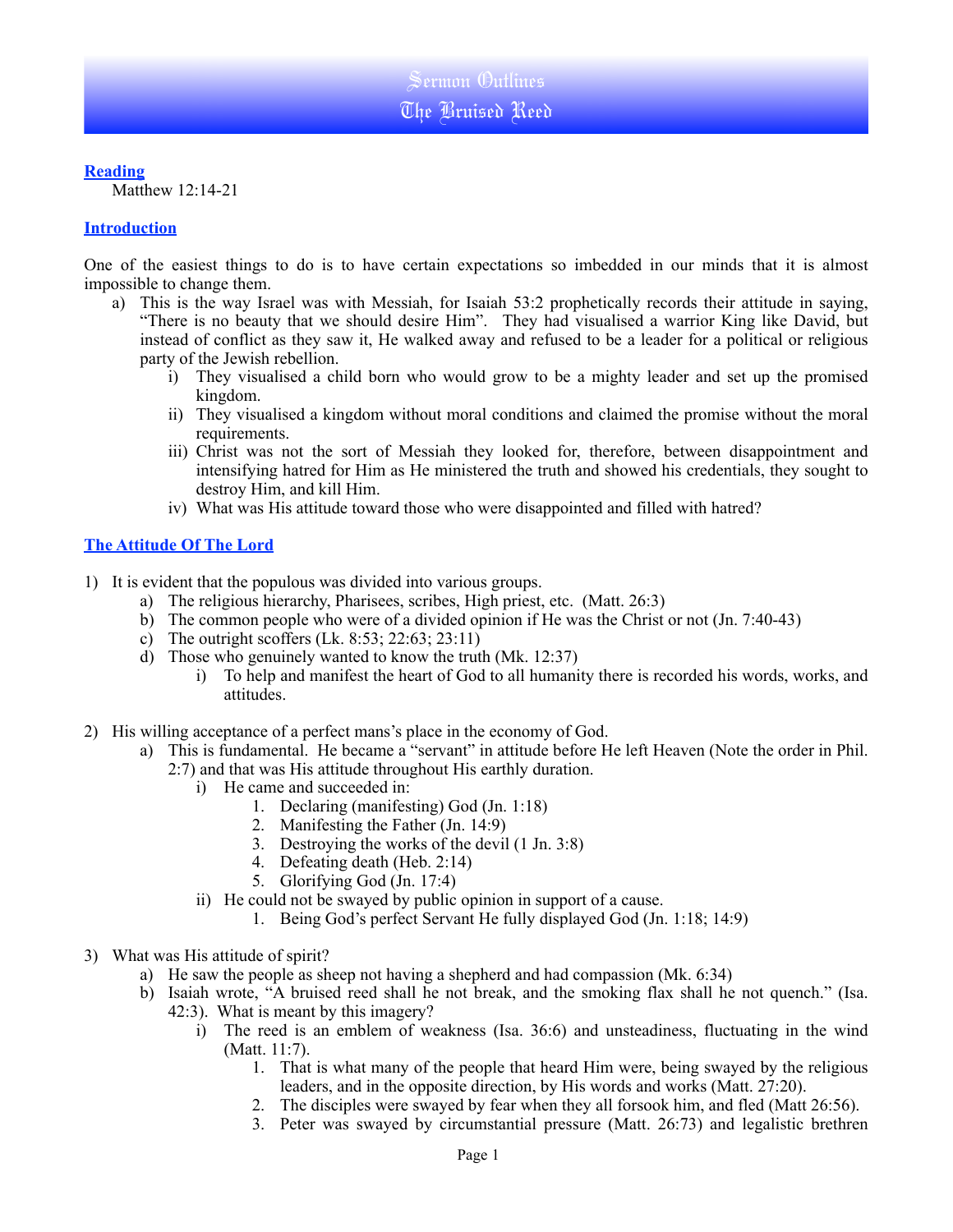# Sermon Outlines
# The Bruised Reed

## Reading

Matthew 12:14-21

## Introduction

One of the easiest things to do is to have certain expectations so imbedded in our minds that it is almost impossible to change them.

- a) This is the way Israel was with Messiah, for Isaiah 53:2 prophetically records their attitude in saying, “There is no beauty that we should desire Him”. They had visualised a warrior King like David, but instead of conflict as they saw it, He walked away and refused to be a leader for a political or religious party of the Jewish rebellion.
    - i) They visualised a child born who would grow to be a mighty leader and set up the promised kingdom.
    - ii) They visualised a kingdom without moral conditions and claimed the promise without the moral requirements.
    - iii) Christ was not the sort of Messiah they looked for, therefore, between disappointment and intensifying hatred for Him as He ministered the truth and showed his credentials, they sought to destroy Him, and kill Him.
    - iv) What was His attitude toward those who were disappointed and filled with hatred?

## The Attitude Of The Lord

1) It is evident that the populous was divided into various groups.
    - a) The religious hierarchy, Pharisees, scribes, High priest, etc. (Matt. 26:3)
    - b) The common people who were of a divided opinion if He was the Christ or not (Jn. 7:40-43)
    - c) The outright scoffers (Lk. 8:53; 22:63; 23:11)
    - d) Those who genuinely wanted to know the truth (Mk. 12:37)
        - i) To help and manifest the heart of God to all humanity there is recorded his words, works, and attitudes.

2) His willing acceptance of a perfect mans’s place in the economy of God.
    - a) This is fundamental. He became a “servant” in attitude before He left Heaven (Note the order in Phil. 2:7) and that was His attitude throughout His earthly duration.
        - i) He came and succeeded in:
            1. Declaring (manifesting) God (Jn. 1:18)
            2. Manifesting the Father (Jn. 14:9)
            3. Destroying the works of the devil (1 Jn. 3:8)
            4. Defeating death (Heb. 2:14)
            5. Glorifying God (Jn. 17:4)
        - ii) He could not be swayed by public opinion in support of a cause.
            1. Being God’s perfect Servant He fully displayed God (Jn. 1:18; 14:9)

3) What was His attitude of spirit?
    - a) He saw the people as sheep not having a shepherd and had compassion (Mk. 6:34)
    - b) Isaiah wrote, “A bruised reed shall he not break, and the smoking flax shall he not quench.” (Isa. 42:3). What is meant by this imagery?
        - i) The reed is an emblem of weakness (Isa. 36:6) and unsteadiness, fluctuating in the wind (Matt. 11:7).
            1. That is what many of the people that heard Him were, being swayed by the religious leaders, and in the opposite direction, by His words and works (Matt. 27:20).
            2. The disciples were swayed by fear when they all forsook him, and fled (Matt 26:56).
            3. Peter was swayed by circumstantial pressure (Matt. 26:73) and legalistic brethren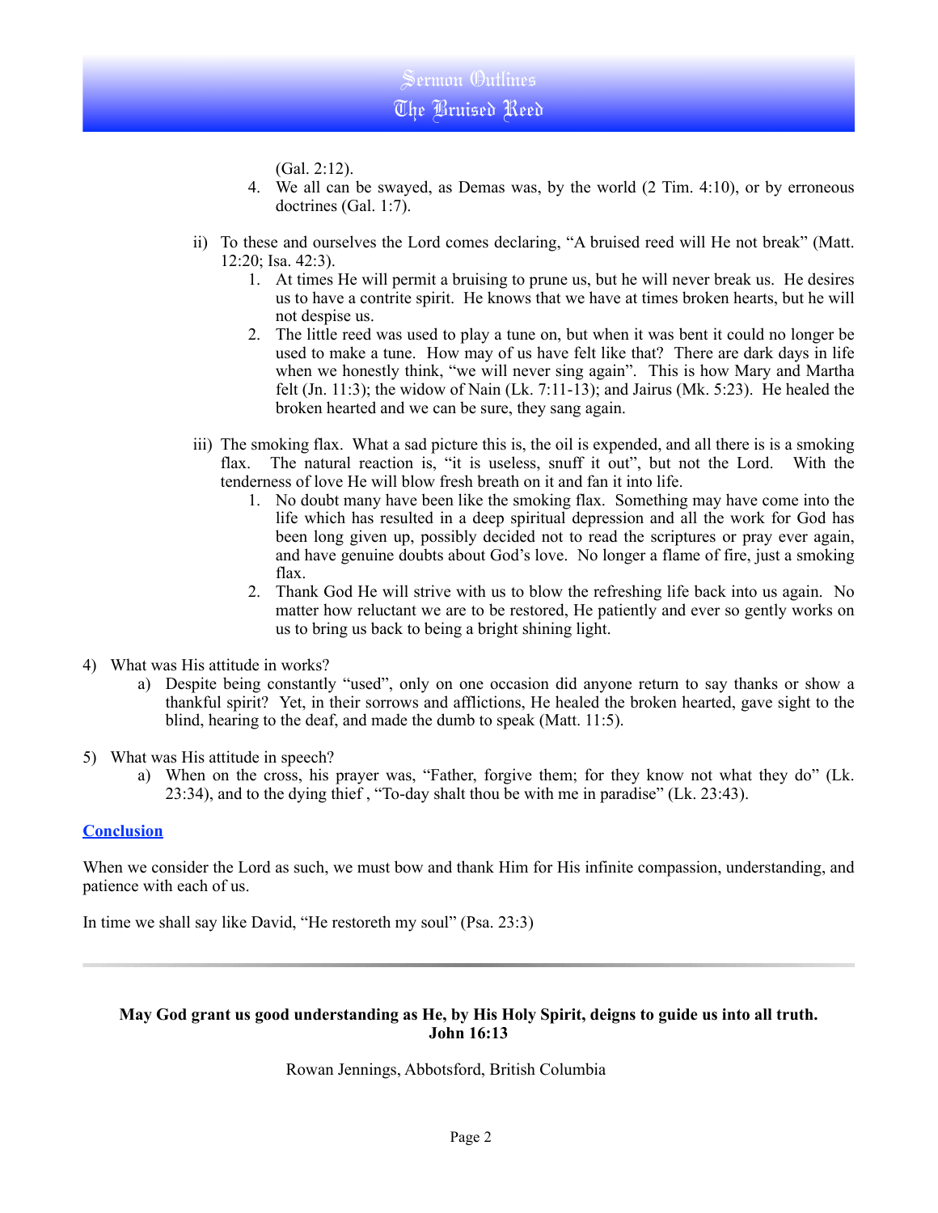(Gal. 2:12).

4. We all can be swayed, as Demas was, by the world (2 Tim. 4:10), or by erroneous doctrines (Gal. 1:7).

ii) To these and ourselves the Lord comes declaring, "A bruised reed will He not break" (Matt. 12:20; Isa. 42:3).

1. At times He will permit a bruising to prune us, but he will never break us. He desires us to have a contrite spirit. He knows that we have at times broken hearts, but he will not despise us.
2. The little reed was used to play a tune on, but when it was bent it could no longer be used to make a tune. How may of us have felt like that? There are dark days in life when we honestly think, "we will never sing again". This is how Mary and Martha felt (Jn. 11:3); the widow of Nain (Lk. 7:11-13); and Jairus (Mk. 5:23). He healed the broken hearted and we can be sure, they sang again.

iii) The smoking flax. What a sad picture this is, the oil is expended, and all there is is a smoking flax. The natural reaction is, "it is useless, snuff it out", but not the Lord. With the tenderness of love He will blow fresh breath on it and fan it into life.

1. No doubt many have been like the smoking flax. Something may have come into the life which has resulted in a deep spiritual depression and all the work for God has been long given up, possibly decided not to read the scriptures or pray ever again, and have genuine doubts about God's love. No longer a flame of fire, just a smoking flax.
2. Thank God He will strive with us to blow the refreshing life back into us again. No matter how reluctant we are to be restored, He patiently and ever so gently works on us to bring us back to being a bright shining light.

4) What was His attitude in works?

a) Despite being constantly "used", only on one occasion did anyone return to say thanks or show a thankful spirit? Yet, in their sorrows and afflictions, He healed the broken hearted, gave sight to the blind, hearing to the deaf, and made the dumb to speak (Matt. 11:5).

5) What was His attitude in speech?

a) When on the cross, his prayer was, "Father, forgive them; for they know not what they do" (Lk. 23:34), and to the dying thief , "To-day shalt thou be with me in paradise" (Lk. 23:43).

## Conclusion

When we consider the Lord as such, we must bow and thank Him for His infinite compassion, understanding, and patience with each of us.

In time we shall say like David, "He restoreth my soul" (Psa. 23:3)

---

**May God grant us good understanding as He, by His Holy Spirit, deigns to guide us into all truth. John 16:13**

Rowan Jennings, Abbotsford, British Columbia